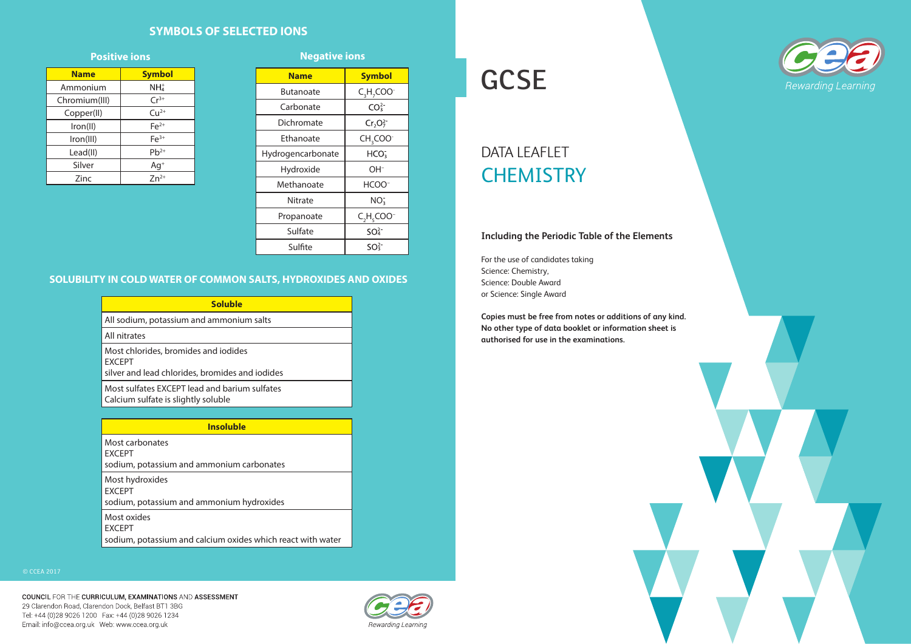# SYMBOLS OF SELECTED IONS

## Positive ions

| Name | Symbol |
|---|---|
| Ammonium | $NH_4^+$ |
| Chromium(III) | $Cr^{3+}$ |
| Copper(II) | $Cu^{2+}$ |
| Iron(II) | $Fe^{2+}$ |
| Iron(III) | $Fe^{3+}$ |
| Lead(II) | $Pb^{2+}$ |
| Silver | $Ag^+$ |
| Zinc | $Zn^{2+}$ |

## Negative ions

| Name | Symbol |
|---|---|
| Butanoate | $C_3H_7COO^-$ |
| Carbonate | $CO_3^{2-}$ |
| Dichromate | $Cr_2O_7^{2-}$ |
| Ethanoate | $CH_3COO^-$ |
| Hydrogencarbonate | $HCO_3^-$ |
| Hydroxide | $OH^-$ |
| Methanoate | $HCOO^-$ |
| Nitrate | $NO_3^-$ |
| Propanoate | $C_2H_5COO^-$ |
| Sulfate | $SO_4^{2-}$ |
| Sulfite | $SO_3^{2-}$ |

# SOLUBILITY IN COLD WATER OF COMMON SALTS, HYDROXIDES AND OXIDES

| Soluble |
|---|
| All sodium, potassium and ammonium salts |
| All nitrates |
| Most chlorides, bromides and iodides EXCEPT silver and lead chlorides, bromides and iodides |
| Most sulfates EXCEPT lead and barium sulfates Calcium sulfate is slightly soluble |

| Insoluble |
|---|
| Most carbonates EXCEPT sodium, potassium and ammonium carbonates |
| Most hydroxides EXCEPT sodium, potassium and ammonium hydroxides |
| Most oxides EXCEPT sodium, potassium and calcium oxides which react with water |

© CCEA 2017

COUNCIL FOR THE CURRICULUM, EXAMINATIONS AND ASSESSMENT
29 Clarendon Road, Clarendon Dock, Belfast BT1 3BG
Tel: +44 (0)28 9026 1200 Fax: +44 (0)28 9026 1234
Email: info@ccea.org.uk Web: www.ccea.org.uk

# GCSE

## DATA LEAFLET
## CHEMISTRY

**Including the Periodic Table of the Elements**

For the use of candidates taking
Science: Chemistry,
Science: Double Award
or Science: Single Award

**Copies must be free from notes or additions of any kind. No other type of data booklet or information sheet is authorised for use in the examinations.**

Rewarding Learning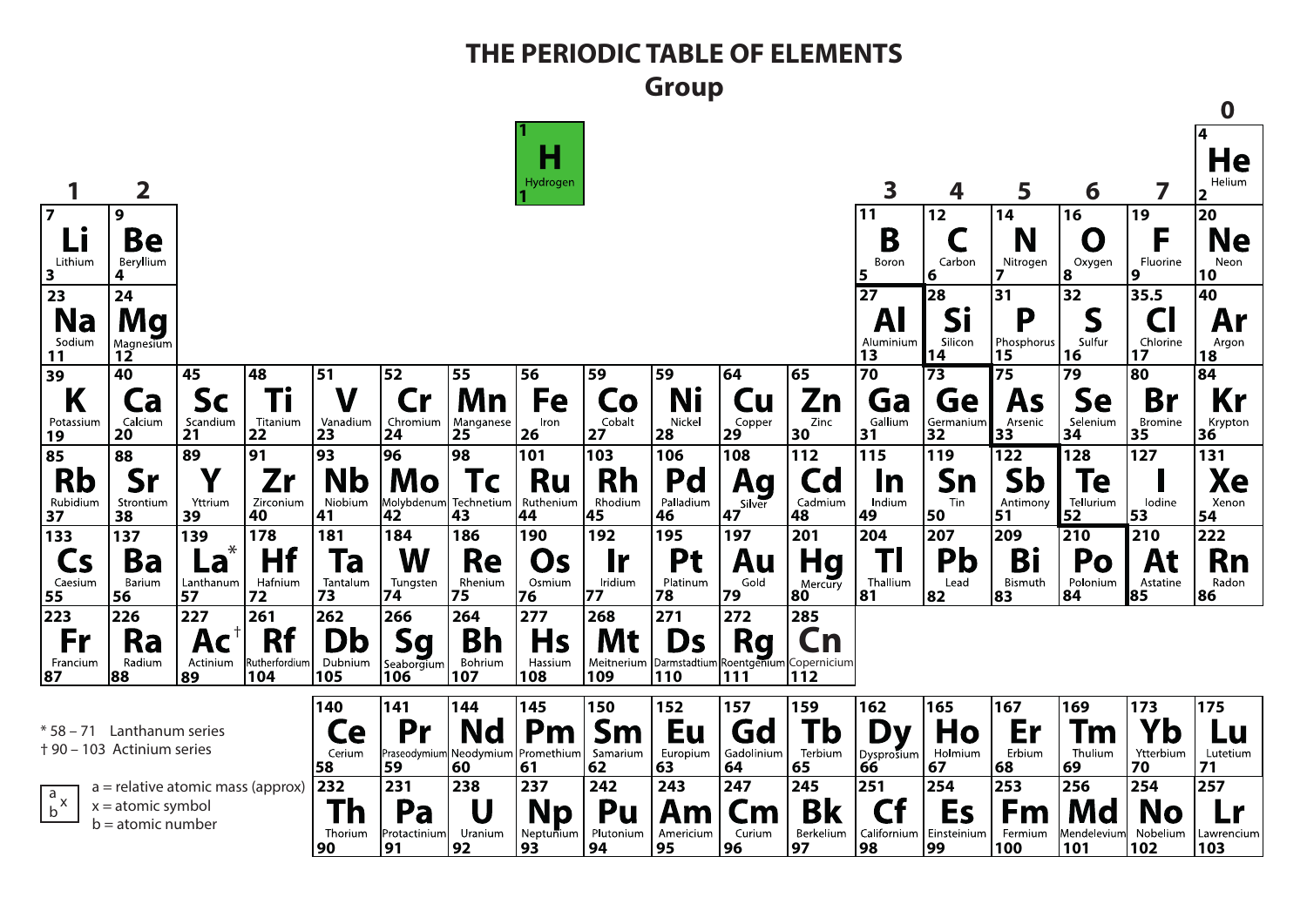# THE PERIODIC TABLE OF ELEMENTS

## Group

| 1 | 2 | | | | | | | | | | | 3 | 4 | 5 | 6 | 7 | 0 |
|---|---|---|---|---|---|---|---|---|---|---|---|---|---|---|---|---|---|
| | | | | | | | 1 H Hydrogen 1 | | | | | | | | | | 4 He Helium 2 |
| 7 Li Lithium 3 | 9 Be Beryllium 4 | | | | | | | | | | | 11 B Boron 5 | 12 C Carbon 6 | 14 N Nitrogen 7 | 16 O Oxygen 8 | 19 F Fluorine 9 | 20 Ne Neon 10 |
| 23 Na Sodium 11 | 24 Mg Magnesium 12 | | | | | | | | | | | 27 Al Aluminium 13 | 28 Si Silicon 14 | 31 P Phosphorus 15 | 32 S Sulfur 16 | 35.5 Cl Chlorine 17 | 40 Ar Argon 18 |
| 39 K Potassium 19 | 40 Ca Calcium 20 | 45 Sc Scandium 21 | 48 Ti Titanium 22 | 51 V Vanadium 23 | 52 Cr Chromium 24 | 55 Mn Manganese 25 | 56 Fe Iron 26 | 59 Co Cobalt 27 | 59 Ni Nickel 28 | 64 Cu Copper 29 | 65 Zn Zinc 30 | 70 Ga Gallium 31 | 73 Ge Germanium 32 | 75 As Arsenic 33 | 79 Se Selenium 34 | 80 Br Bromine 35 | 84 Kr Krypton 36 |
| 85 Rb Rubidium 37 | 88 Sr Strontium 38 | 89 Y Yttrium 39 | 91 Zr Zirconium 40 | 93 Nb Niobium 41 | 96 Mo Molybdenum 42 | 98 Tc Technetium 43 | 101 Ru Ruthenium 44 | 103 Rh Rhodium 45 | 106 Pd Palladium 46 | 108 Ag Silver 47 | 112 Cd Cadmium 48 | 115 In Indium 49 | 119 Sn Tin 50 | 122 Sb Antimony 51 | 128 Te Tellurium 52 | 127 I Iodine 53 | 131 Xe Xenon 54 |
| 133 Cs Caesium 55 | 137 Ba Barium 56 | 139 La* Lanthanum 57 | 178 Hf Hafnium 72 | 181 Ta Tantalum 73 | 184 W Tungsten 74 | 186 Re Rhenium 75 | 190 Os Osmium 76 | 192 Ir Iridium 77 | 195 Pt Platinum 78 | 197 Au Gold 79 | 201 Hg Mercury 80 | 204 Tl Thallium 81 | 207 Pb Lead 82 | 209 Bi Bismuth 83 | 210 Po Polonium 84 | 210 At Astatine 85 | 222 Rn Radon 86 |
| 223 Fr Francium 87 | 226 Ra Radium 88 | 227 Ac† Actinium 89 | 261 Rf Rutherfordium 104 | 262 Db Dubnium 105 | 266 Sg Seaborgium 106 | 264 Bh Bohrium 107 | 277 Hs Hassium 108 | 268 Mt Meitnerium 109 | 271 Ds Darmstadtium 110 | 272 Rg Roentgenium 111 | 285 Cn Copernicium 112 | | | | | | |

| | | | | | | | | | | | | | |
|---|---|---|---|---|---|---|---|---|---|---|---|---|---|
| 140 Ce Cerium 58 | 141 Pr Praseodymium 59 | 144 Nd Neodymium 60 | 145 Pm Promethium 61 | 150 Sm Samarium 62 | 152 Eu Europium 63 | 157 Gd Gadolinium 64 | 159 Tb Terbium 65 | 162 Dy Dysprosium 66 | 165 Ho Holmium 67 | 167 Er Erbium 68 | 169 Tm Thulium 69 | 173 Yb Ytterbium 70 | 175 Lu Lutetium 71 |
| 232 Th Thorium 90 | 231 Pa Protactinium 91 | 238 U Uranium 92 | 237 Np Neptunium 93 | 242 Pu Plutonium 94 | 243 Am Americium 95 | 247 Cm Curium 96 | 245 Bk Berkelium 97 | 251 Cf Californium 98 | 254 Es Einsteinium 99 | 253 Fm Fermium 100 | 256 Md Mendelevium 101 | 254 No Nobelium 102 | 257 Lr Lawrencium 103 |

\* 58 – 71 Lanthanum series

† 90 – 103 Actinium series

$^{a}_{b}x$

a = relative atomic mass (approx)

x = atomic symbol

b = atomic number